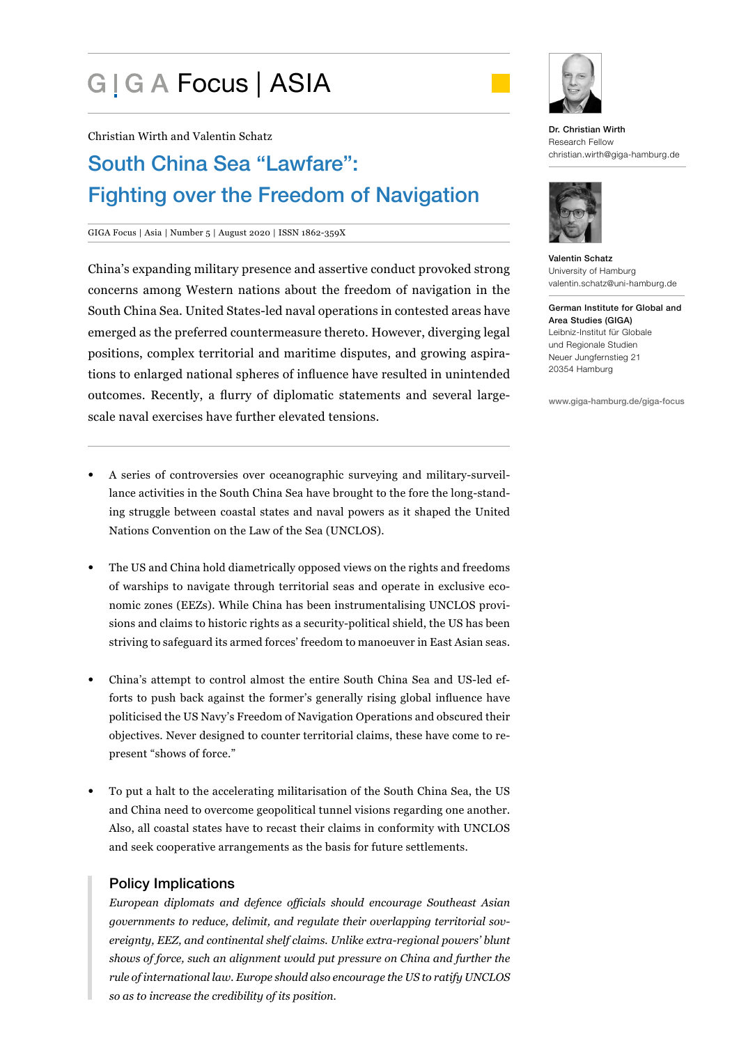GIGA Focus | ASIA

Christian Wirth and Valentin Schatz

# South China Sea "Lawfare": Fighting over the Freedom of Navigation

GIGA Focus | Asia | Number 5 | August 2020 | ISSN 1862-359X

Dr. Christian Wirth
Research Fellow
christian.wirth@giga-hamburg.de

Valentin Schatz
University of Hamburg
valentin.schatz@uni-hamburg.de

German Institute for Global and Area Studies (GIGA)
Leibniz-Institut für Globale und Regionale Studien
Neuer Jungfernstieg 21
20354 Hamburg

www.giga-hamburg.de/giga-focus

China's expanding military presence and assertive conduct provoked strong concerns among Western nations about the freedom of navigation in the South China Sea. United States-led naval operations in contested areas have emerged as the preferred countermeasure thereto. However, diverging legal positions, complex territorial and maritime disputes, and growing aspirations to enlarged national spheres of influence have resulted in unintended outcomes. Recently, a flurry of diplomatic statements and several large-scale naval exercises have further elevated tensions.

- A series of controversies over oceanographic surveying and military-surveillance activities in the South China Sea have brought to the fore the long-standing struggle between coastal states and naval powers as it shaped the United Nations Convention on the Law of the Sea (UNCLOS).
- The US and China hold diametrically opposed views on the rights and freedoms of warships to navigate through territorial seas and operate in exclusive economic zones (EEZs). While China has been instrumentalising UNCLOS provisions and claims to historic rights as a security-political shield, the US has been striving to safeguard its armed forces' freedom to manoeuver in East Asian seas.
- China's attempt to control almost the entire South China Sea and US-led efforts to push back against the former's generally rising global influence have politicised the US Navy's Freedom of Navigation Operations and obscured their objectives. Never designed to counter territorial claims, these have come to represent "shows of force."
- To put a halt to the accelerating militarisation of the South China Sea, the US and China need to overcome geopolitical tunnel visions regarding one another. Also, all coastal states have to recast their claims in conformity with UNCLOS and seek cooperative arrangements as the basis for future settlements.

## Policy Implications

*European diplomats and defence officials should encourage Southeast Asian governments to reduce, delimit, and regulate their overlapping territorial sovereignty, EEZ, and continental shelf claims. Unlike extra-regional powers' blunt shows of force, such an alignment would put pressure on China and further the rule of international law. Europe should also encourage the US to ratify UNCLOS so as to increase the credibility of its position.*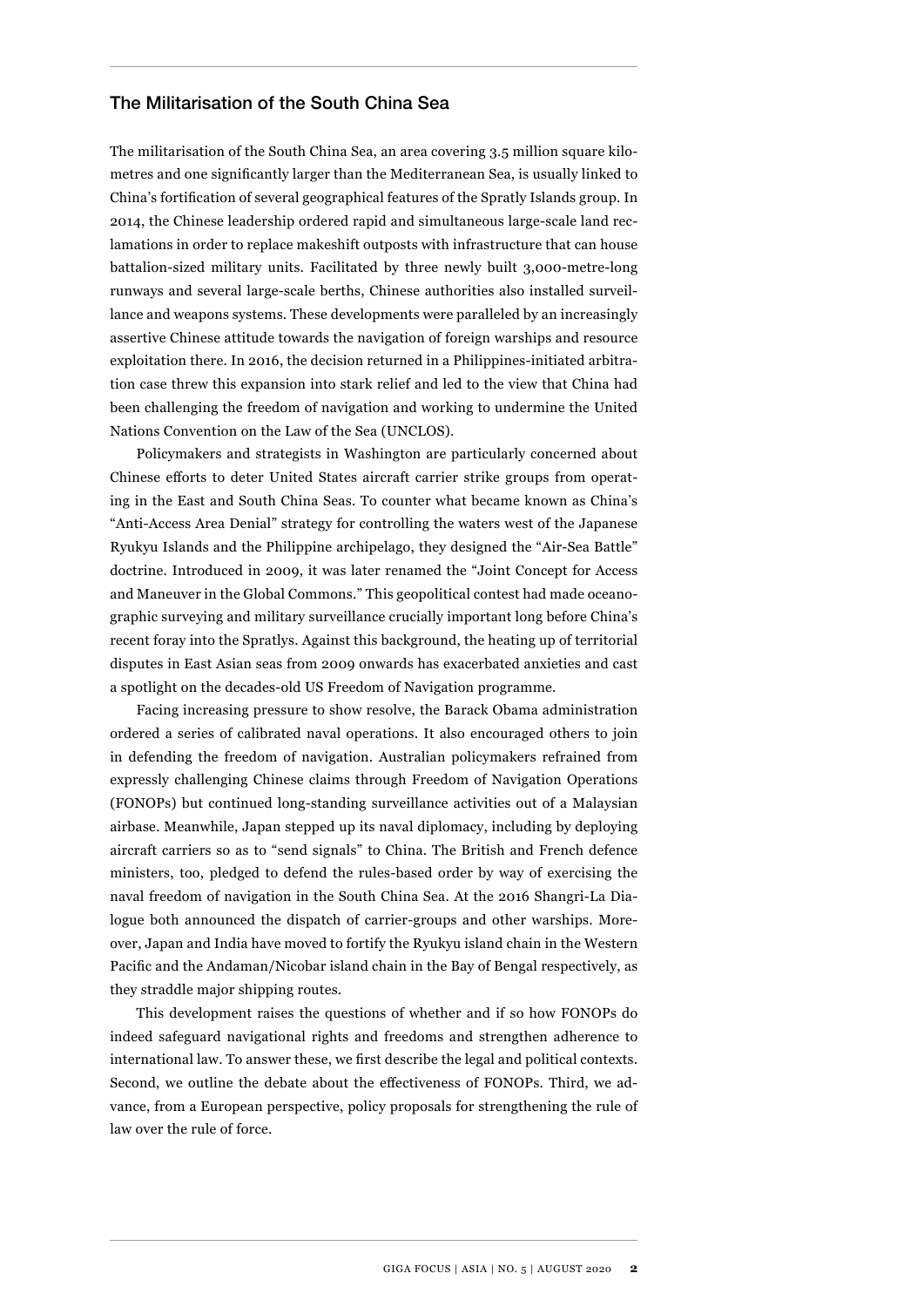## The Militarisation of the South China Sea

The militarisation of the South China Sea, an area covering 3.5 million square kilometres and one significantly larger than the Mediterranean Sea, is usually linked to China's fortification of several geographical features of the Spratly Islands group. In 2014, the Chinese leadership ordered rapid and simultaneous large-scale land reclamations in order to replace makeshift outposts with infrastructure that can house battalion-sized military units. Facilitated by three newly built 3,000-metre-long runways and several large-scale berths, Chinese authorities also installed surveillance and weapons systems. These developments were paralleled by an increasingly assertive Chinese attitude towards the navigation of foreign warships and resource exploitation there. In 2016, the decision returned in a Philippines-initiated arbitration case threw this expansion into stark relief and led to the view that China had been challenging the freedom of navigation and working to undermine the United Nations Convention on the Law of the Sea (UNCLOS).

Policymakers and strategists in Washington are particularly concerned about Chinese efforts to deter United States aircraft carrier strike groups from operating in the East and South China Seas. To counter what became known as China's "Anti-Access Area Denial" strategy for controlling the waters west of the Japanese Ryukyu Islands and the Philippine archipelago, they designed the "Air-Sea Battle" doctrine. Introduced in 2009, it was later renamed the "Joint Concept for Access and Maneuver in the Global Commons." This geopolitical contest had made oceanographic surveying and military surveillance crucially important long before China's recent foray into the Spratlys. Against this background, the heating up of territorial disputes in East Asian seas from 2009 onwards has exacerbated anxieties and cast a spotlight on the decades-old US Freedom of Navigation programme.

Facing increasing pressure to show resolve, the Barack Obama administration ordered a series of calibrated naval operations. It also encouraged others to join in defending the freedom of navigation. Australian policymakers refrained from expressly challenging Chinese claims through Freedom of Navigation Operations (FONOPs) but continued long-standing surveillance activities out of a Malaysian airbase. Meanwhile, Japan stepped up its naval diplomacy, including by deploying aircraft carriers so as to "send signals" to China. The British and French defence ministers, too, pledged to defend the rules-based order by way of exercising the naval freedom of navigation in the South China Sea. At the 2016 Shangri-La Dialogue both announced the dispatch of carrier-groups and other warships. Moreover, Japan and India have moved to fortify the Ryukyu island chain in the Western Pacific and the Andaman/Nicobar island chain in the Bay of Bengal respectively, as they straddle major shipping routes.

This development raises the questions of whether and if so how FONOPs do indeed safeguard navigational rights and freedoms and strengthen adherence to international law. To answer these, we first describe the legal and political contexts. Second, we outline the debate about the effectiveness of FONOPs. Third, we advance, from a European perspective, policy proposals for strengthening the rule of law over the rule of force.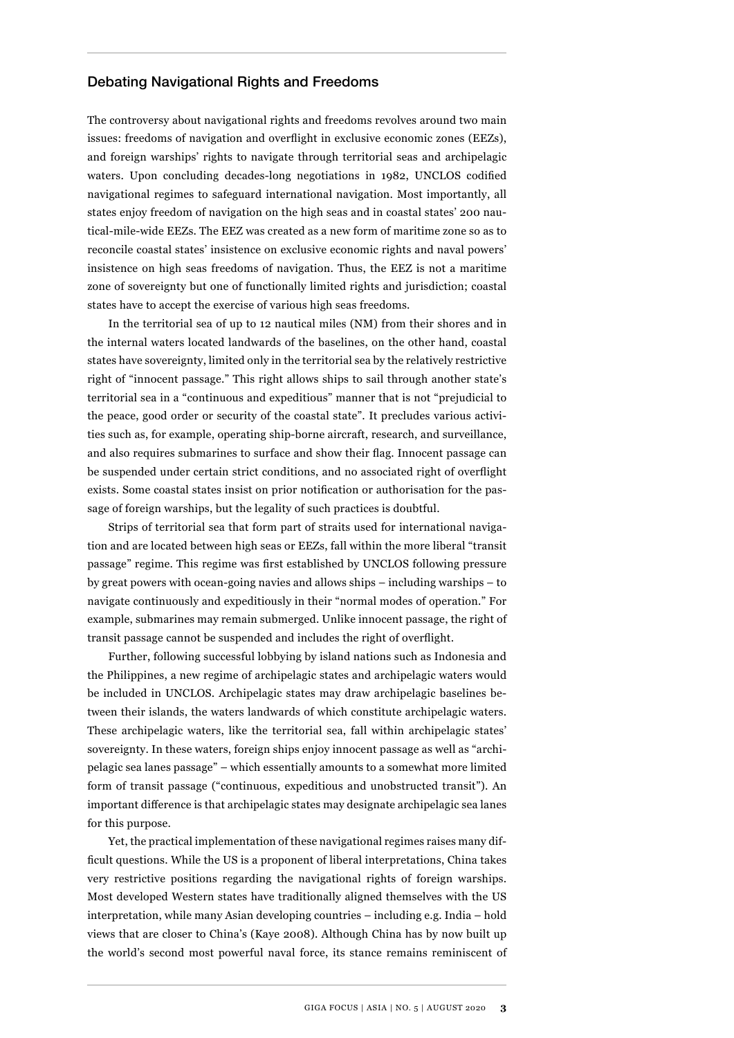## Debating Navigational Rights and Freedoms

The controversy about navigational rights and freedoms revolves around two main issues: freedoms of navigation and overflight in exclusive economic zones (EEZs), and foreign warships' rights to navigate through territorial seas and archipelagic waters. Upon concluding decades-long negotiations in 1982, UNCLOS codified navigational regimes to safeguard international navigation. Most importantly, all states enjoy freedom of navigation on the high seas and in coastal states' 200 nautical-mile-wide EEZs. The EEZ was created as a new form of maritime zone so as to reconcile coastal states' insistence on exclusive economic rights and naval powers' insistence on high seas freedoms of navigation. Thus, the EEZ is not a maritime zone of sovereignty but one of functionally limited rights and jurisdiction; coastal states have to accept the exercise of various high seas freedoms.

In the territorial sea of up to 12 nautical miles (NM) from their shores and in the internal waters located landwards of the baselines, on the other hand, coastal states have sovereignty, limited only in the territorial sea by the relatively restrictive right of "innocent passage." This right allows ships to sail through another state's territorial sea in a "continuous and expeditious" manner that is not "prejudicial to the peace, good order or security of the coastal state". It precludes various activities such as, for example, operating ship-borne aircraft, research, and surveillance, and also requires submarines to surface and show their flag. Innocent passage can be suspended under certain strict conditions, and no associated right of overflight exists. Some coastal states insist on prior notification or authorisation for the passage of foreign warships, but the legality of such practices is doubtful.

Strips of territorial sea that form part of straits used for international navigation and are located between high seas or EEZs, fall within the more liberal "transit passage" regime. This regime was first established by UNCLOS following pressure by great powers with ocean-going navies and allows ships – including warships – to navigate continuously and expeditiously in their "normal modes of operation." For example, submarines may remain submerged. Unlike innocent passage, the right of transit passage cannot be suspended and includes the right of overflight.

Further, following successful lobbying by island nations such as Indonesia and the Philippines, a new regime of archipelagic states and archipelagic waters would be included in UNCLOS. Archipelagic states may draw archipelagic baselines between their islands, the waters landwards of which constitute archipelagic waters. These archipelagic waters, like the territorial sea, fall within archipelagic states' sovereignty. In these waters, foreign ships enjoy innocent passage as well as "archipelagic sea lanes passage" – which essentially amounts to a somewhat more limited form of transit passage ("continuous, expeditious and unobstructed transit"). An important difference is that archipelagic states may designate archipelagic sea lanes for this purpose.

Yet, the practical implementation of these navigational regimes raises many difficult questions. While the US is a proponent of liberal interpretations, China takes very restrictive positions regarding the navigational rights of foreign warships. Most developed Western states have traditionally aligned themselves with the US interpretation, while many Asian developing countries – including e.g. India – hold views that are closer to China's (Kaye 2008). Although China has by now built up the world's second most powerful naval force, its stance remains reminiscent of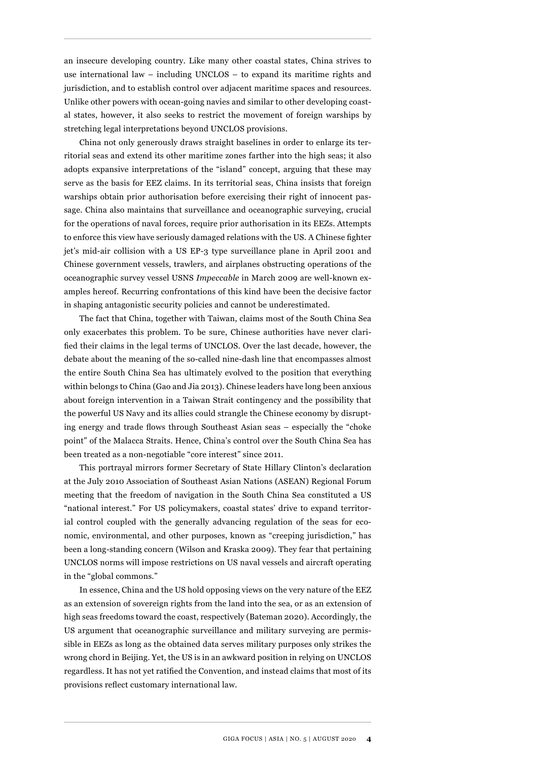an insecure developing country. Like many other coastal states, China strives to use international law – including UNCLOS – to expand its maritime rights and jurisdiction, and to establish control over adjacent maritime spaces and resources. Unlike other powers with ocean-going navies and similar to other developing coastal states, however, it also seeks to restrict the movement of foreign warships by stretching legal interpretations beyond UNCLOS provisions.

China not only generously draws straight baselines in order to enlarge its territorial seas and extend its other maritime zones farther into the high seas; it also adopts expansive interpretations of the "island" concept, arguing that these may serve as the basis for EEZ claims. In its territorial seas, China insists that foreign warships obtain prior authorisation before exercising their right of innocent passage. China also maintains that surveillance and oceanographic surveying, crucial for the operations of naval forces, require prior authorisation in its EEZs. Attempts to enforce this view have seriously damaged relations with the US. A Chinese fighter jet's mid-air collision with a US EP-3 type surveillance plane in April 2001 and Chinese government vessels, trawlers, and airplanes obstructing operations of the oceanographic survey vessel USNS *Impeccable* in March 2009 are well-known examples hereof. Recurring confrontations of this kind have been the decisive factor in shaping antagonistic security policies and cannot be underestimated.

The fact that China, together with Taiwan, claims most of the South China Sea only exacerbates this problem. To be sure, Chinese authorities have never clarified their claims in the legal terms of UNCLOS. Over the last decade, however, the debate about the meaning of the so-called nine-dash line that encompasses almost the entire South China Sea has ultimately evolved to the position that everything within belongs to China (Gao and Jia 2013). Chinese leaders have long been anxious about foreign intervention in a Taiwan Strait contingency and the possibility that the powerful US Navy and its allies could strangle the Chinese economy by disrupting energy and trade flows through Southeast Asian seas – especially the "choke point" of the Malacca Straits. Hence, China's control over the South China Sea has been treated as a non-negotiable "core interest" since 2011.

This portrayal mirrors former Secretary of State Hillary Clinton's declaration at the July 2010 Association of Southeast Asian Nations (ASEAN) Regional Forum meeting that the freedom of navigation in the South China Sea constituted a US "national interest." For US policymakers, coastal states' drive to expand territorial control coupled with the generally advancing regulation of the seas for economic, environmental, and other purposes, known as "creeping jurisdiction," has been a long-standing concern (Wilson and Kraska 2009). They fear that pertaining UNCLOS norms will impose restrictions on US naval vessels and aircraft operating in the "global commons."

In essence, China and the US hold opposing views on the very nature of the EEZ as an extension of sovereign rights from the land into the sea, or as an extension of high seas freedoms toward the coast, respectively (Bateman 2020). Accordingly, the US argument that oceanographic surveillance and military surveying are permissible in EEZs as long as the obtained data serves military purposes only strikes the wrong chord in Beijing. Yet, the US is in an awkward position in relying on UNCLOS regardless. It has not yet ratified the Convention, and instead claims that most of its provisions reflect customary international law.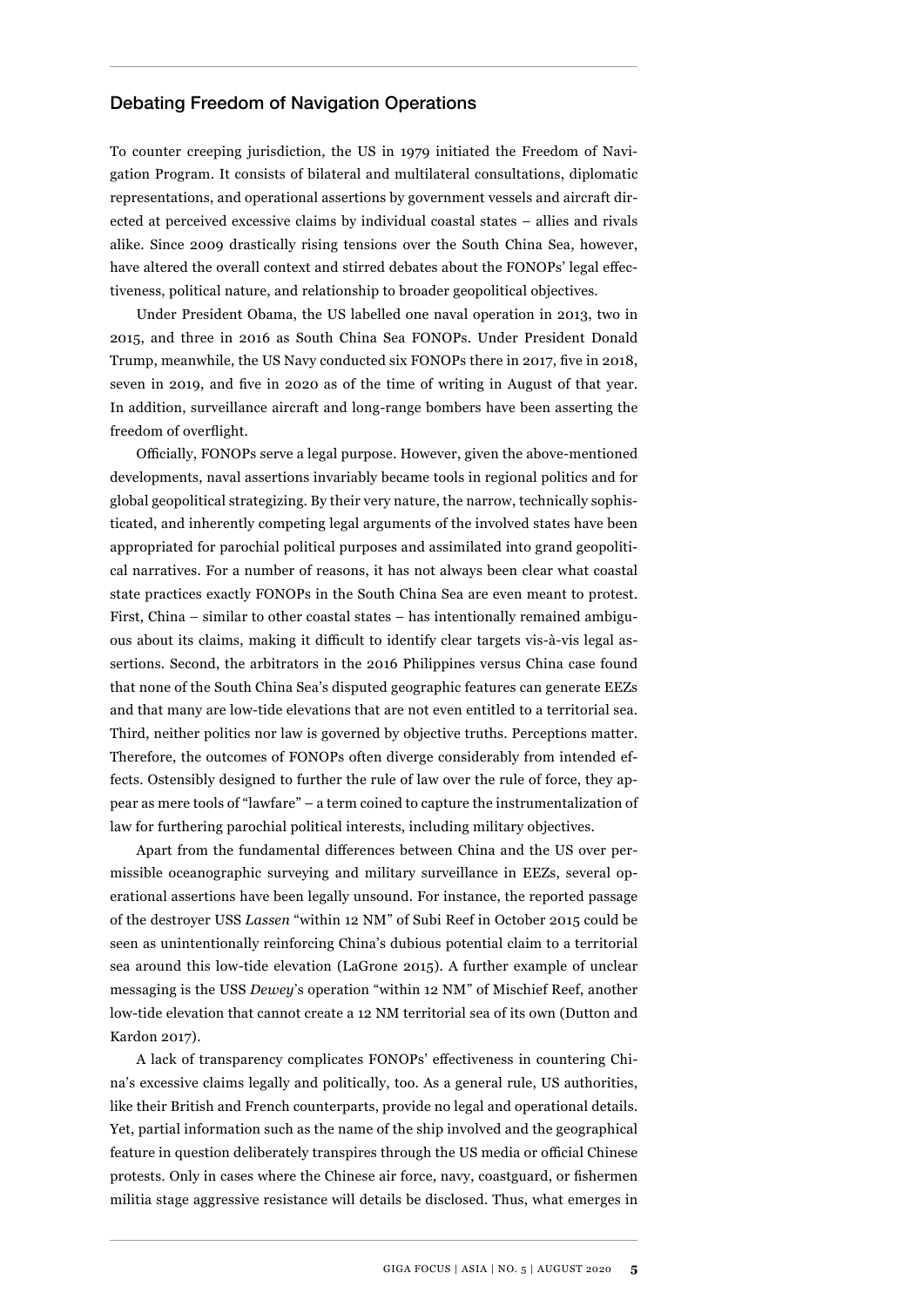## Debating Freedom of Navigation Operations

To counter creeping jurisdiction, the US in 1979 initiated the Freedom of Navigation Program. It consists of bilateral and multilateral consultations, diplomatic representations, and operational assertions by government vessels and aircraft directed at perceived excessive claims by individual coastal states – allies and rivals alike. Since 2009 drastically rising tensions over the South China Sea, however, have altered the overall context and stirred debates about the FONOPs' legal effectiveness, political nature, and relationship to broader geopolitical objectives.

Under President Obama, the US labelled one naval operation in 2013, two in 2015, and three in 2016 as South China Sea FONOPs. Under President Donald Trump, meanwhile, the US Navy conducted six FONOPs there in 2017, five in 2018, seven in 2019, and five in 2020 as of the time of writing in August of that year. In addition, surveillance aircraft and long-range bombers have been asserting the freedom of overflight.

Officially, FONOPs serve a legal purpose. However, given the above-mentioned developments, naval assertions invariably became tools in regional politics and for global geopolitical strategizing. By their very nature, the narrow, technically sophisticated, and inherently competing legal arguments of the involved states have been appropriated for parochial political purposes and assimilated into grand geopolitical narratives. For a number of reasons, it has not always been clear what coastal state practices exactly FONOPs in the South China Sea are even meant to protest. First, China – similar to other coastal states – has intentionally remained ambiguous about its claims, making it difficult to identify clear targets vis-à-vis legal assertions. Second, the arbitrators in the 2016 Philippines versus China case found that none of the South China Sea's disputed geographic features can generate EEZs and that many are low-tide elevations that are not even entitled to a territorial sea. Third, neither politics nor law is governed by objective truths. Perceptions matter. Therefore, the outcomes of FONOPs often diverge considerably from intended effects. Ostensibly designed to further the rule of law over the rule of force, they appear as mere tools of "lawfare" – a term coined to capture the instrumentalization of law for furthering parochial political interests, including military objectives.

Apart from the fundamental differences between China and the US over permissible oceanographic surveying and military surveillance in EEZs, several operational assertions have been legally unsound. For instance, the reported passage of the destroyer USS *Lassen* "within 12 NM" of Subi Reef in October 2015 could be seen as unintentionally reinforcing China's dubious potential claim to a territorial sea around this low-tide elevation (LaGrone 2015). A further example of unclear messaging is the USS *Dewey*'s operation "within 12 NM" of Mischief Reef, another low-tide elevation that cannot create a 12 NM territorial sea of its own (Dutton and Kardon 2017).

A lack of transparency complicates FONOPs' effectiveness in countering China's excessive claims legally and politically, too. As a general rule, US authorities, like their British and French counterparts, provide no legal and operational details. Yet, partial information such as the name of the ship involved and the geographical feature in question deliberately transpires through the US media or official Chinese protests. Only in cases where the Chinese air force, navy, coastguard, or fishermen militia stage aggressive resistance will details be disclosed. Thus, what emerges in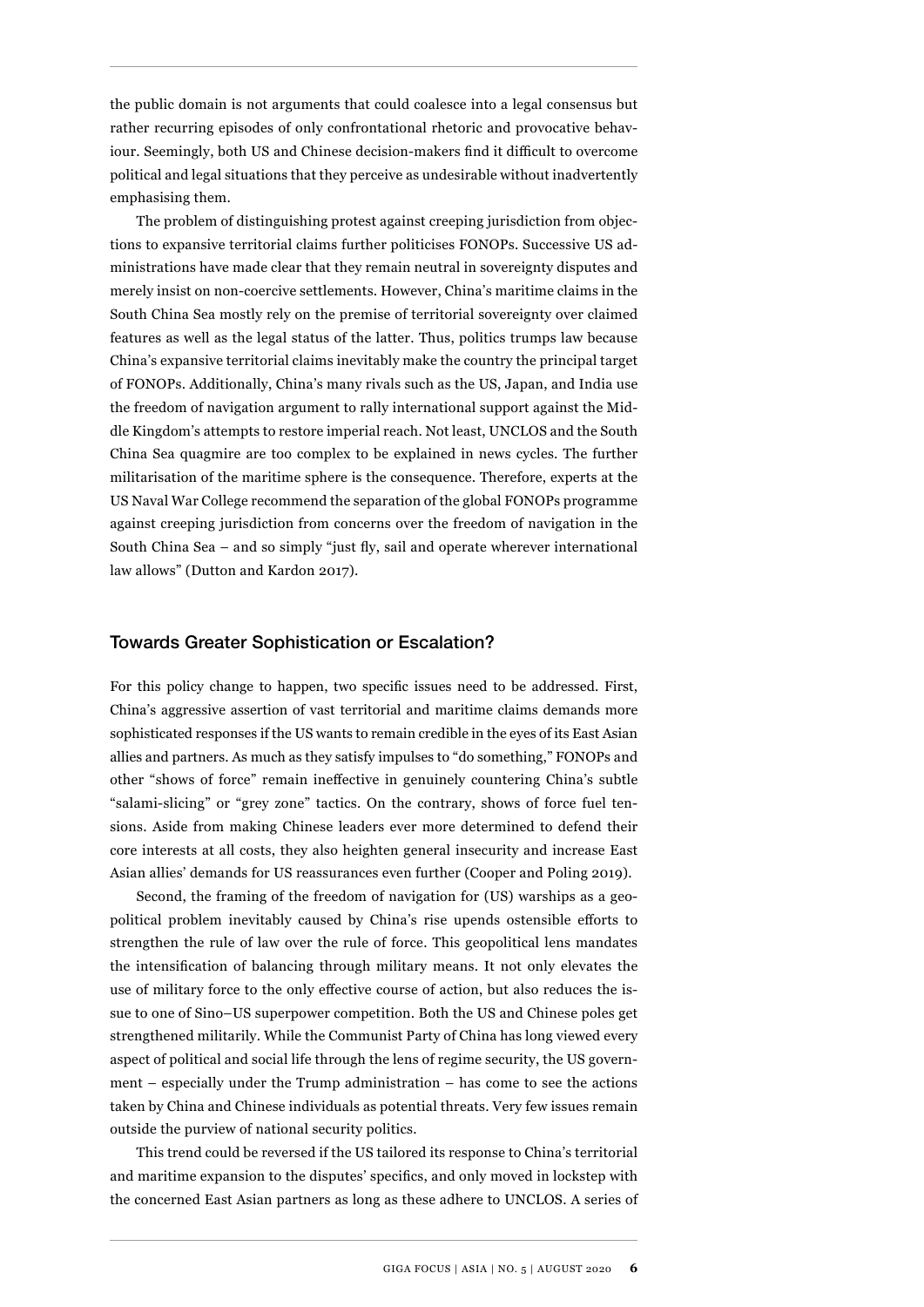the public domain is not arguments that could coalesce into a legal consensus but rather recurring episodes of only confrontational rhetoric and provocative behaviour. Seemingly, both US and Chinese decision-makers find it difficult to overcome political and legal situations that they perceive as undesirable without inadvertently emphasising them.

The problem of distinguishing protest against creeping jurisdiction from objections to expansive territorial claims further politicises FONOPs. Successive US administrations have made clear that they remain neutral in sovereignty disputes and merely insist on non-coercive settlements. However, China's maritime claims in the South China Sea mostly rely on the premise of territorial sovereignty over claimed features as well as the legal status of the latter. Thus, politics trumps law because China's expansive territorial claims inevitably make the country the principal target of FONOPs. Additionally, China's many rivals such as the US, Japan, and India use the freedom of navigation argument to rally international support against the Middle Kingdom's attempts to restore imperial reach. Not least, UNCLOS and the South China Sea quagmire are too complex to be explained in news cycles. The further militarisation of the maritime sphere is the consequence. Therefore, experts at the US Naval War College recommend the separation of the global FONOPs programme against creeping jurisdiction from concerns over the freedom of navigation in the South China Sea – and so simply "just fly, sail and operate wherever international law allows" (Dutton and Kardon 2017).

## Towards Greater Sophistication or Escalation?

For this policy change to happen, two specific issues need to be addressed. First, China's aggressive assertion of vast territorial and maritime claims demands more sophisticated responses if the US wants to remain credible in the eyes of its East Asian allies and partners. As much as they satisfy impulses to "do something," FONOPs and other "shows of force" remain ineffective in genuinely countering China's subtle "salami-slicing" or "grey zone" tactics. On the contrary, shows of force fuel tensions. Aside from making Chinese leaders ever more determined to defend their core interests at all costs, they also heighten general insecurity and increase East Asian allies' demands for US reassurances even further (Cooper and Poling 2019).

Second, the framing of the freedom of navigation for (US) warships as a geopolitical problem inevitably caused by China's rise upends ostensible efforts to strengthen the rule of law over the rule of force. This geopolitical lens mandates the intensification of balancing through military means. It not only elevates the use of military force to the only effective course of action, but also reduces the issue to one of Sino–US superpower competition. Both the US and Chinese poles get strengthened militarily. While the Communist Party of China has long viewed every aspect of political and social life through the lens of regime security, the US government – especially under the Trump administration – has come to see the actions taken by China and Chinese individuals as potential threats. Very few issues remain outside the purview of national security politics.

This trend could be reversed if the US tailored its response to China's territorial and maritime expansion to the disputes' specifics, and only moved in lockstep with the concerned East Asian partners as long as these adhere to UNCLOS. A series of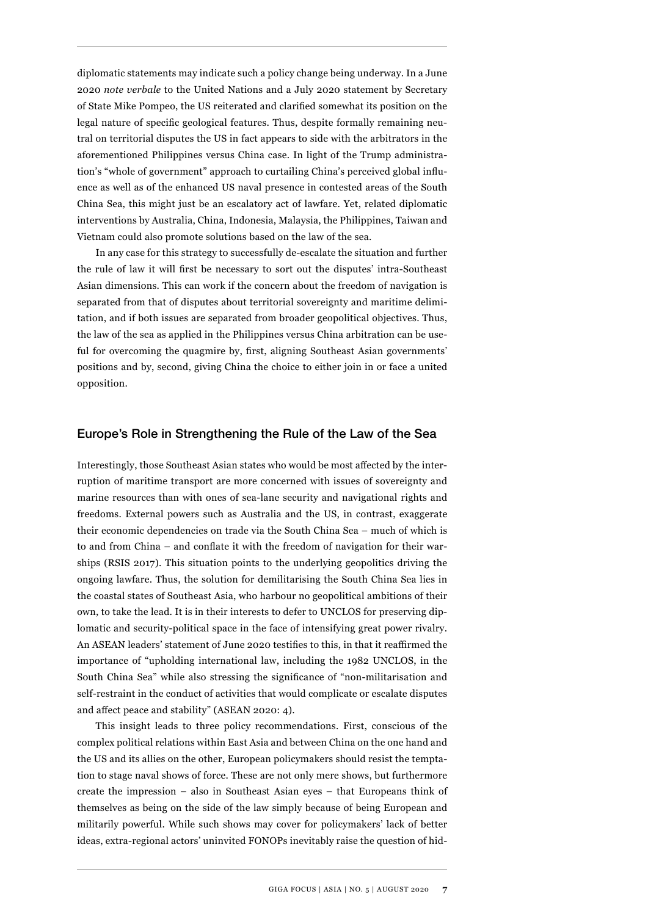diplomatic statements may indicate such a policy change being underway. In a June 2020 *note verbale* to the United Nations and a July 2020 statement by Secretary of State Mike Pompeo, the US reiterated and clarified somewhat its position on the legal nature of specific geological features. Thus, despite formally remaining neutral on territorial disputes the US in fact appears to side with the arbitrators in the aforementioned Philippines versus China case. In light of the Trump administration's "whole of government" approach to curtailing China's perceived global influence as well as of the enhanced US naval presence in contested areas of the South China Sea, this might just be an escalatory act of lawfare. Yet, related diplomatic interventions by Australia, China, Indonesia, Malaysia, the Philippines, Taiwan and Vietnam could also promote solutions based on the law of the sea.

In any case for this strategy to successfully de-escalate the situation and further the rule of law it will first be necessary to sort out the disputes' intra-Southeast Asian dimensions. This can work if the concern about the freedom of navigation is separated from that of disputes about territorial sovereignty and maritime delimitation, and if both issues are separated from broader geopolitical objectives. Thus, the law of the sea as applied in the Philippines versus China arbitration can be useful for overcoming the quagmire by, first, aligning Southeast Asian governments' positions and by, second, giving China the choice to either join in or face a united opposition.

## Europe's Role in Strengthening the Rule of the Law of the Sea

Interestingly, those Southeast Asian states who would be most affected by the interruption of maritime transport are more concerned with issues of sovereignty and marine resources than with ones of sea-lane security and navigational rights and freedoms. External powers such as Australia and the US, in contrast, exaggerate their economic dependencies on trade via the South China Sea – much of which is to and from China – and conflate it with the freedom of navigation for their warships (RSIS 2017). This situation points to the underlying geopolitics driving the ongoing lawfare. Thus, the solution for demilitarising the South China Sea lies in the coastal states of Southeast Asia, who harbour no geopolitical ambitions of their own, to take the lead. It is in their interests to defer to UNCLOS for preserving diplomatic and security-political space in the face of intensifying great power rivalry. An ASEAN leaders' statement of June 2020 testifies to this, in that it reaffirmed the importance of "upholding international law, including the 1982 UNCLOS, in the South China Sea" while also stressing the significance of "non-militarisation and self-restraint in the conduct of activities that would complicate or escalate disputes and affect peace and stability" (ASEAN 2020: 4).

This insight leads to three policy recommendations. First, conscious of the complex political relations within East Asia and between China on the one hand and the US and its allies on the other, European policymakers should resist the temptation to stage naval shows of force. These are not only mere shows, but furthermore create the impression – also in Southeast Asian eyes – that Europeans think of themselves as being on the side of the law simply because of being European and militarily powerful. While such shows may cover for policymakers' lack of better ideas, extra-regional actors' uninvited FONOPs inevitably raise the question of hid-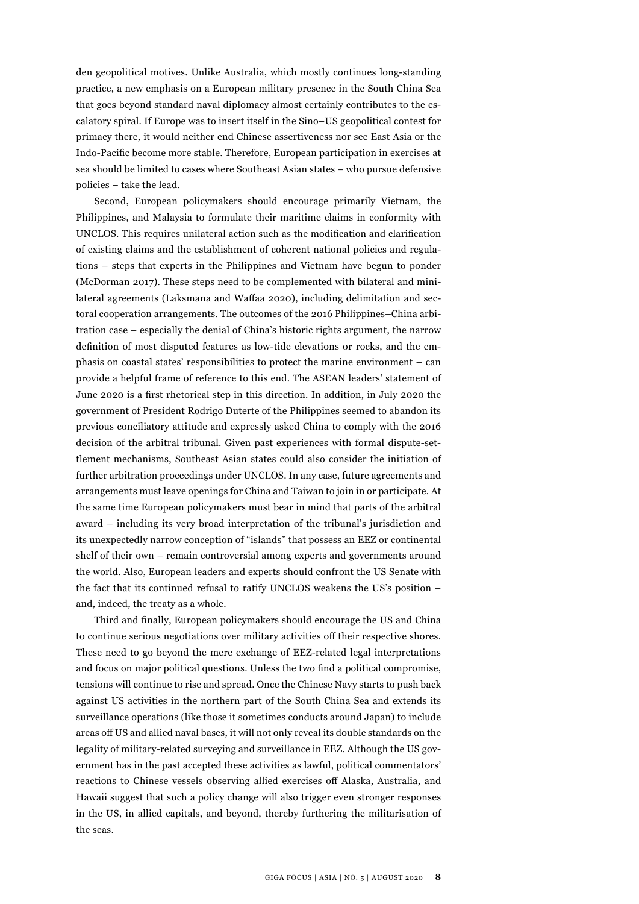den geopolitical motives. Unlike Australia, which mostly continues long-standing practice, a new emphasis on a European military presence in the South China Sea that goes beyond standard naval diplomacy almost certainly contributes to the escalatory spiral. If Europe was to insert itself in the Sino–US geopolitical contest for primacy there, it would neither end Chinese assertiveness nor see East Asia or the Indo-Pacific become more stable. Therefore, European participation in exercises at sea should be limited to cases where Southeast Asian states – who pursue defensive policies – take the lead.

Second, European policymakers should encourage primarily Vietnam, the Philippines, and Malaysia to formulate their maritime claims in conformity with UNCLOS. This requires unilateral action such as the modification and clarification of existing claims and the establishment of coherent national policies and regulations – steps that experts in the Philippines and Vietnam have begun to ponder (McDorman 2017). These steps need to be complemented with bilateral and minilateral agreements (Laksmana and Waffaa 2020), including delimitation and sectoral cooperation arrangements. The outcomes of the 2016 Philippines–China arbitration case – especially the denial of China's historic rights argument, the narrow definition of most disputed features as low-tide elevations or rocks, and the emphasis on coastal states' responsibilities to protect the marine environment – can provide a helpful frame of reference to this end. The ASEAN leaders' statement of June 2020 is a first rhetorical step in this direction. In addition, in July 2020 the government of President Rodrigo Duterte of the Philippines seemed to abandon its previous conciliatory attitude and expressly asked China to comply with the 2016 decision of the arbitral tribunal. Given past experiences with formal dispute-settlement mechanisms, Southeast Asian states could also consider the initiation of further arbitration proceedings under UNCLOS. In any case, future agreements and arrangements must leave openings for China and Taiwan to join in or participate. At the same time European policymakers must bear in mind that parts of the arbitral award – including its very broad interpretation of the tribunal's jurisdiction and its unexpectedly narrow conception of "islands" that possess an EEZ or continental shelf of their own – remain controversial among experts and governments around the world. Also, European leaders and experts should confront the US Senate with the fact that its continued refusal to ratify UNCLOS weakens the US's position – and, indeed, the treaty as a whole.

Third and finally, European policymakers should encourage the US and China to continue serious negotiations over military activities off their respective shores. These need to go beyond the mere exchange of EEZ-related legal interpretations and focus on major political questions. Unless the two find a political compromise, tensions will continue to rise and spread. Once the Chinese Navy starts to push back against US activities in the northern part of the South China Sea and extends its surveillance operations (like those it sometimes conducts around Japan) to include areas off US and allied naval bases, it will not only reveal its double standards on the legality of military-related surveying and surveillance in EEZ. Although the US government has in the past accepted these activities as lawful, political commentators' reactions to Chinese vessels observing allied exercises off Alaska, Australia, and Hawaii suggest that such a policy change will also trigger even stronger responses in the US, in allied capitals, and beyond, thereby furthering the militarisation of the seas.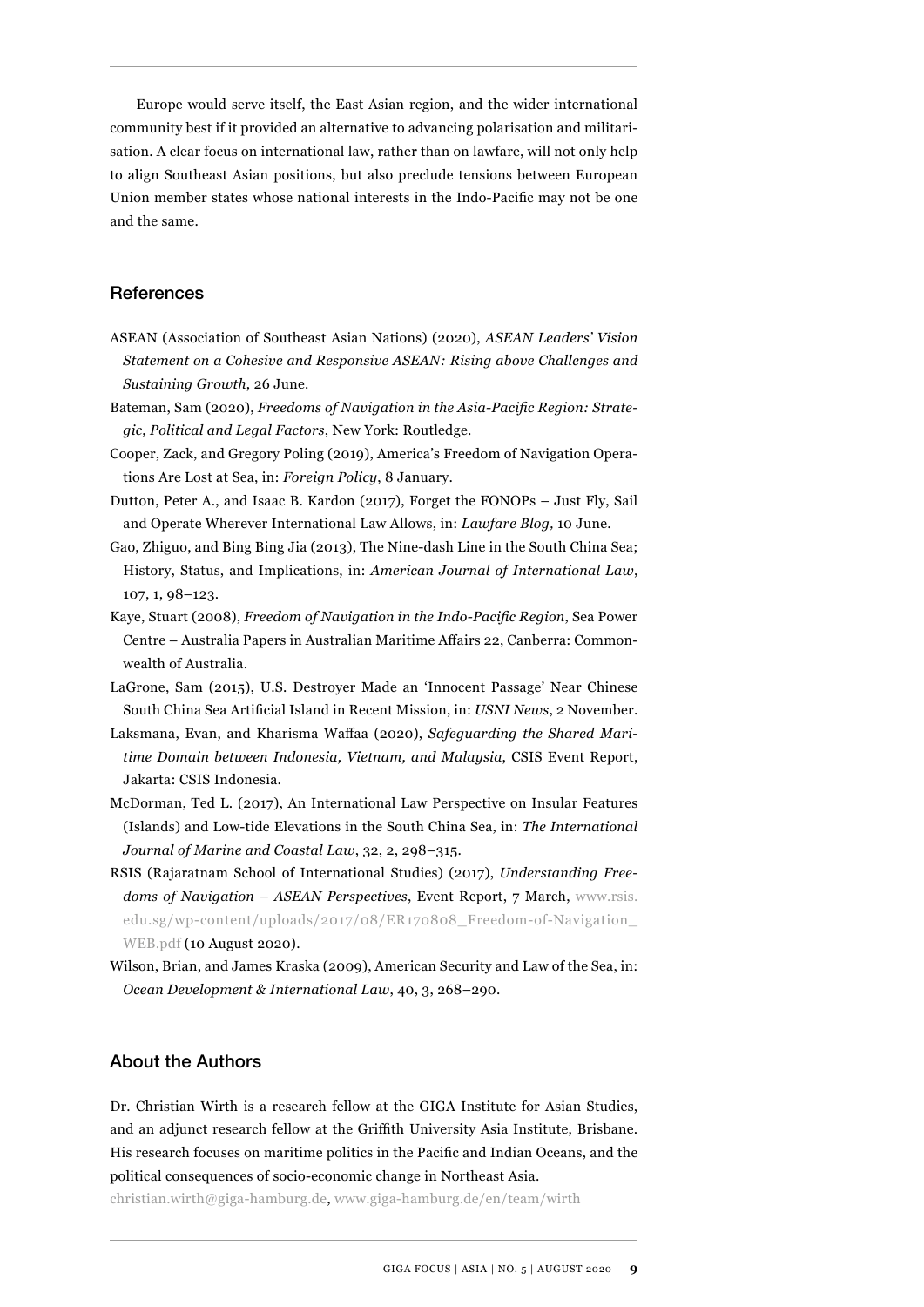Europe would serve itself, the East Asian region, and the wider international community best if it provided an alternative to advancing polarisation and militarisation. A clear focus on international law, rather than on lawfare, will not only help to align Southeast Asian positions, but also preclude tensions between European Union member states whose national interests in the Indo-Pacific may not be one and the same.

## References

ASEAN (Association of Southeast Asian Nations) (2020), *ASEAN Leaders' Vision Statement on a Cohesive and Responsive ASEAN: Rising above Challenges and Sustaining Growth*, 26 June.

Bateman, Sam (2020), *Freedoms of Navigation in the Asia-Pacific Region: Strategic, Political and Legal Factors*, New York: Routledge.

Cooper, Zack, and Gregory Poling (2019), America's Freedom of Navigation Operations Are Lost at Sea, in: *Foreign Policy*, 8 January.

Dutton, Peter A., and Isaac B. Kardon (2017), Forget the FONOPs – Just Fly, Sail and Operate Wherever International Law Allows, in: *Lawfare Blog,* 10 June.

Gao, Zhiguo, and Bing Bing Jia (2013), The Nine-dash Line in the South China Sea; History, Status, and Implications, in: *American Journal of International Law*, 107, 1, 98–123.

Kaye, Stuart (2008), *Freedom of Navigation in the Indo-Pacific Region*, Sea Power Centre – Australia Papers in Australian Maritime Affairs 22, Canberra: Commonwealth of Australia.

LaGrone, Sam (2015), U.S. Destroyer Made an 'Innocent Passage' Near Chinese South China Sea Artificial Island in Recent Mission, in: *USNI News*, 2 November.

Laksmana, Evan, and Kharisma Waffaa (2020), *Safeguarding the Shared Maritime Domain between Indonesia, Vietnam, and Malaysia*, CSIS Event Report, Jakarta: CSIS Indonesia.

McDorman, Ted L. (2017), An International Law Perspective on Insular Features (Islands) and Low-tide Elevations in the South China Sea, in: *The International Journal of Marine and Coastal Law*, 32, 2, 298–315.

RSIS (Rajaratnam School of International Studies) (2017), *Understanding Freedoms of Navigation – ASEAN Perspectives*, Event Report, 7 March, www.rsis.edu.sg/wp-content/uploads/2017/08/ER170808_Freedom-of-Navigation_WEB.pdf (10 August 2020).

Wilson, Brian, and James Kraska (2009), American Security and Law of the Sea, in: *Ocean Development & International Law*, 40, 3, 268–290.

## About the Authors

Dr. Christian Wirth is a research fellow at the GIGA Institute for Asian Studies, and an adjunct research fellow at the Griffith University Asia Institute, Brisbane. His research focuses on maritime politics in the Pacific and Indian Oceans, and the political consequences of socio-economic change in Northeast Asia.

christian.wirth@giga-hamburg.de, www.giga-hamburg.de/en/team/wirth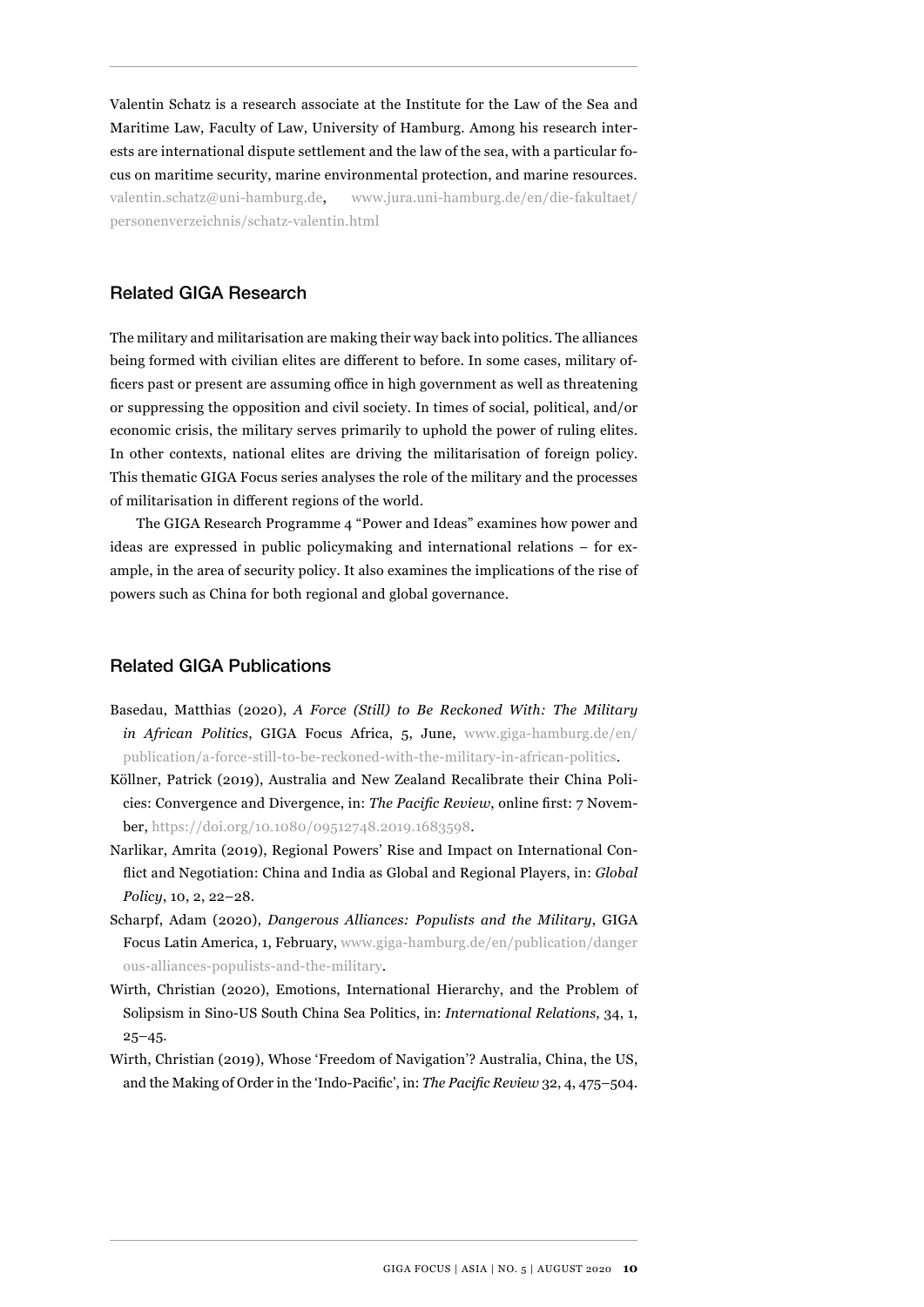Valentin Schatz is a research associate at the Institute for the Law of the Sea and Maritime Law, Faculty of Law, University of Hamburg. Among his research interests are international dispute settlement and the law of the sea, with a particular focus on maritime security, marine environmental protection, and marine resources. valentin.schatz@uni-hamburg.de, www.jura.uni-hamburg.de/en/die-fakultaet/personenverzeichnis/schatz-valentin.html

## Related GIGA Research

The military and militarisation are making their way back into politics. The alliances being formed with civilian elites are different to before. In some cases, military officers past or present are assuming office in high government as well as threatening or suppressing the opposition and civil society. In times of social, political, and/or economic crisis, the military serves primarily to uphold the power of ruling elites. In other contexts, national elites are driving the militarisation of foreign policy. This thematic GIGA Focus series analyses the role of the military and the processes of militarisation in different regions of the world.

The GIGA Research Programme 4 "Power and Ideas" examines how power and ideas are expressed in public policymaking and international relations – for example, in the area of security policy. It also examines the implications of the rise of powers such as China for both regional and global governance.

## Related GIGA Publications

Basedau, Matthias (2020), *A Force (Still) to Be Reckoned With: The Military in African Politics*, GIGA Focus Africa, 5, June, www.giga-hamburg.de/en/publication/a-force-still-to-be-reckoned-with-the-military-in-african-politics.

Köllner, Patrick (2019), Australia and New Zealand Recalibrate their China Policies: Convergence and Divergence, in: *The Pacific Review*, online first: 7 November, https://doi.org/10.1080/09512748.2019.1683598.

Narlikar, Amrita (2019), Regional Powers' Rise and Impact on International Conflict and Negotiation: China and India as Global and Regional Players, in: *Global Policy*, 10, 2, 22–28.

Scharpf, Adam (2020), *Dangerous Alliances: Populists and the Military*, GIGA Focus Latin America, 1, February, www.giga-hamburg.de/en/publication/dangerous-alliances-populists-and-the-military.

Wirth, Christian (2020), Emotions, International Hierarchy, and the Problem of Solipsism in Sino-US South China Sea Politics, in: *International Relations,* 34, 1, 25–45.

Wirth, Christian (2019), Whose 'Freedom of Navigation'? Australia, China, the US, and the Making of Order in the 'Indo-Pacific', in: *The Pacific Review* 32, 4, 475–504.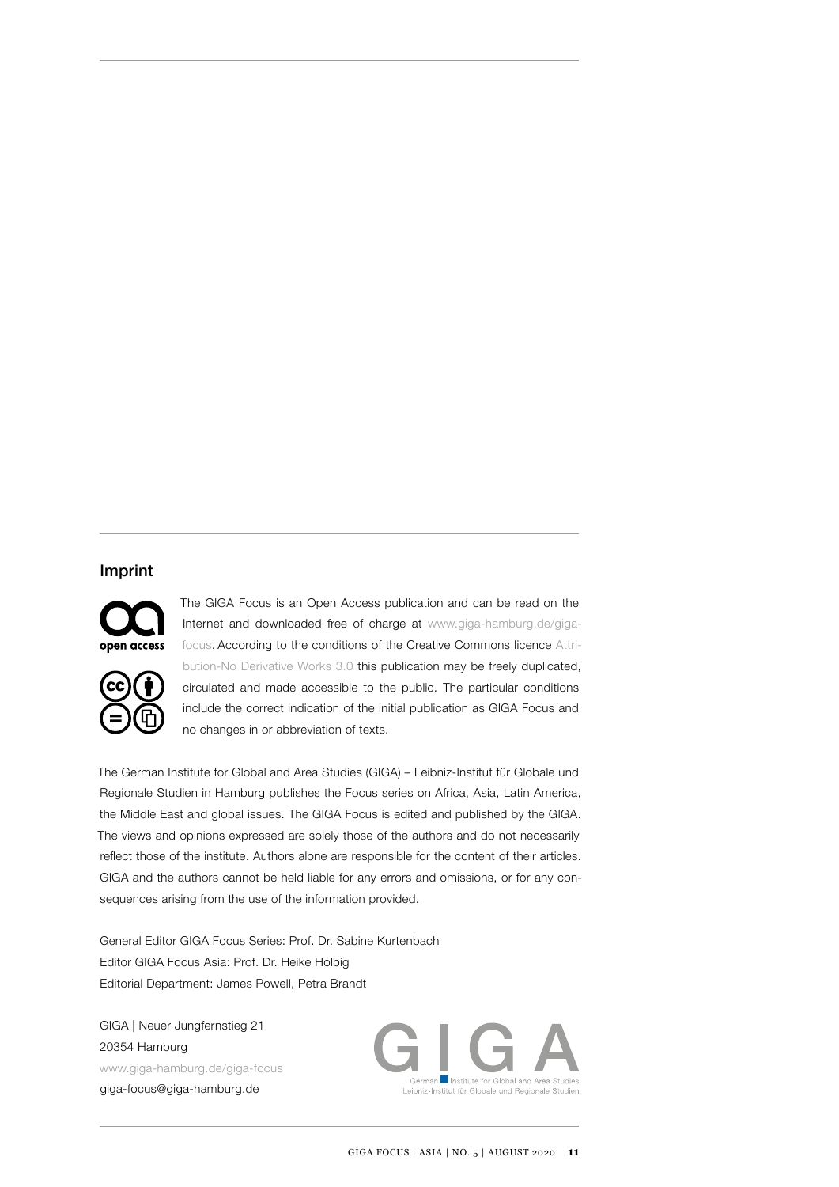## Imprint

open access

The GIGA Focus is an Open Access publication and can be read on the Internet and downloaded free of charge at www.giga-hamburg.de/giga-focus. According to the conditions of the Creative Commons licence Attribution-No Derivative Works 3.0 this publication may be freely duplicated, circulated and made accessible to the public. The particular conditions include the correct indication of the initial publication as GIGA Focus and no changes in or abbreviation of texts.

The German Institute for Global and Area Studies (GIGA) – Leibniz-Institut für Globale und Regionale Studien in Hamburg publishes the Focus series on Africa, Asia, Latin America, the Middle East and global issues. The GIGA Focus is edited and published by the GIGA. The views and opinions expressed are solely those of the authors and do not necessarily reflect those of the institute. Authors alone are responsible for the content of their articles. GIGA and the authors cannot be held liable for any errors and omissions, or for any consequences arising from the use of the information provided.

General Editor GIGA Focus Series: Prof. Dr. Sabine Kurtenbach
Editor GIGA Focus Asia: Prof. Dr. Heike Holbig
Editorial Department: James Powell, Petra Brandt

GIGA | Neuer Jungfernstieg 21
20354 Hamburg
www.giga-hamburg.de/giga-focus
giga-focus@giga-hamburg.de

GIGA
German Institute for Global and Area Studies
Leibniz-Institut für Globale und Regionale Studien